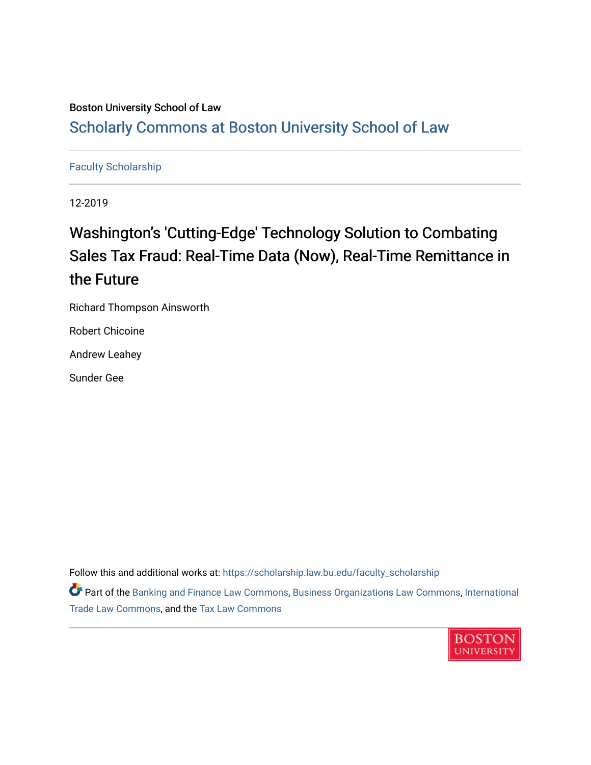Boston University School of Law

Scholarly Commons at Boston University School of Law

Faculty Scholarship

12-2019

# Washington's 'Cutting-Edge' Technology Solution to Combating Sales Tax Fraud: Real-Time Data (Now), Real-Time Remittance in the Future

Richard Thompson Ainsworth

Robert Chicoine

Andrew Leahey

Sunder Gee

Follow this and additional works at: https://scholarship.law.bu.edu/faculty_scholarship

Part of the Banking and Finance Law Commons, Business Organizations Law Commons, International Trade Law Commons, and the Tax Law Commons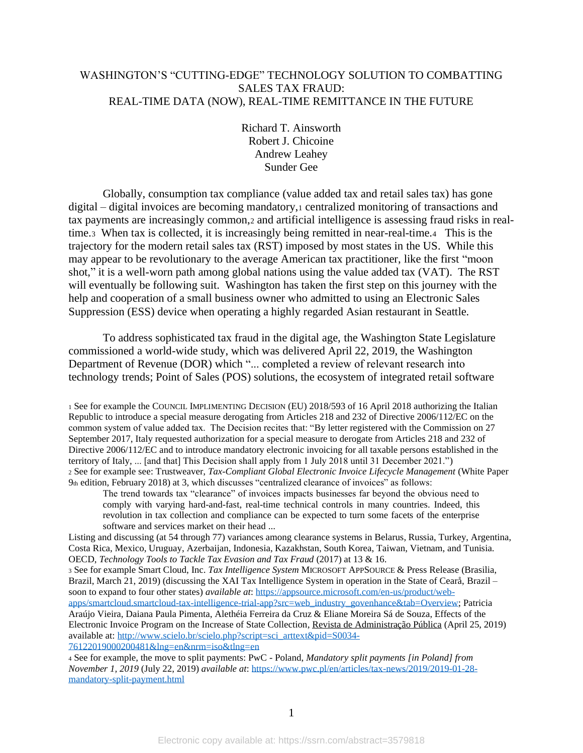WASHINGTON'S "CUTTING-EDGE" TECHNOLOGY SOLUTION TO COMBATTING SALES TAX FRAUD:
REAL-TIME DATA (NOW), REAL-TIME REMITTANCE IN THE FUTURE

Richard T. Ainsworth
Robert J. Chicoine
Andrew Leahey
Sunder Gee

Globally, consumption tax compliance (value added tax and retail sales tax) has gone digital – digital invoices are becoming mandatory,[1] centralized monitoring of transactions and tax payments are increasingly common,[2] and artificial intelligence is assessing fraud risks in real-time.[3] When tax is collected, it is increasingly being remitted in near-real-time.[4] This is the trajectory for the modern retail sales tax (RST) imposed by most states in the US. While this may appear to be revolutionary to the average American tax practitioner, like the first "moon shot," it is a well-worn path among global nations using the value added tax (VAT). The RST will eventually be following suit. Washington has taken the first step on this journey with the help and cooperation of a small business owner who admitted to using an Electronic Sales Suppression (ESS) device when operating a highly regarded Asian restaurant in Seattle.

To address sophisticated tax fraud in the digital age, the Washington State Legislature commissioned a world-wide study, which was delivered April 22, 2019, the Washington Department of Revenue (DOR) which "... completed a review of relevant research into technology trends; Point of Sales (POS) solutions, the ecosystem of integrated retail software

---

[1] See for example the COUNCIL IMPLIMENTING DECISION (EU) 2018/593 of 16 April 2018 authorizing the Italian Republic to introduce a special measure derogating from Articles 218 and 232 of Directive 2006/112/EC on the common system of value added tax. The Decision recites that: "By letter registered with the Commission on 27 September 2017, Italy requested authorization for a special measure to derogate from Articles 218 and 232 of Directive 2006/112/EC and to introduce mandatory electronic invoicing for all taxable persons established in the territory of Italy, ... [and that] This Decision shall apply from 1 July 2018 until 31 December 2021.")

[2] See for example see: Trustweaver, *Tax-Compliant Global Electronic Invoice Lifecycle Management* (White Paper 9th edition, February 2018) at 3, which discusses "centralized clearance of invoices" as follows:

> The trend towards tax "clearance" of invoices impacts businesses far beyond the obvious need to comply with varying hard-and-fast, real-time technical controls in many countries. Indeed, this revolution in tax collection and compliance can be expected to turn some facets of the enterprise software and services market on their head ...

Listing and discussing (at 54 through 77) variances among clearance systems in Belarus, Russia, Turkey, Argentina, Costa Rica, Mexico, Uruguay, Azerbaijan, Indonesia, Kazakhstan, South Korea, Taiwan, Vietnam, and Tunisia. OECD, *Technology Tools to Tackle Tax Evasion and Tax Fraud* (2017) at 13 & 16.

[3] See for example Smart Cloud, Inc. *Tax Intelligence System* MICROSOFT APPSOURCE & Press Release (Brasilia, Brazil, March 21, 2019) (discussing the XAI Tax Intelligence System in operation in the State of Cearå, Brazil – soon to expand to four other states) *available at*: https://appsource.microsoft.com/en-us/product/web-apps/smartcloud.smartcloud-tax-intelligence-trial-app?src=web_industry_govenhance&tab=Overview; Patricia Araújo Vieira, Daiana Paula Pimenta, Alethéia Ferreira da Cruz & Eliane Moreira Sá de Souza, Effects of the Electronic Invoice Program on the Increase of State Collection, Revista de Administração Pública (April 25, 2019) available at: http://www.scielo.br/scielo.php?script=sci_arttext&pid=S0034-76122019000200481&lng=en&nrm=iso&tlng=en

[4] See for example, the move to split payments: PwC - Poland, *Mandatory split payments [in Poland] from November 1, 2019* (July 22, 2019) *available at*: https://www.pwc.pl/en/articles/tax-news/2019/2019-01-28-mandatory-split-payment.html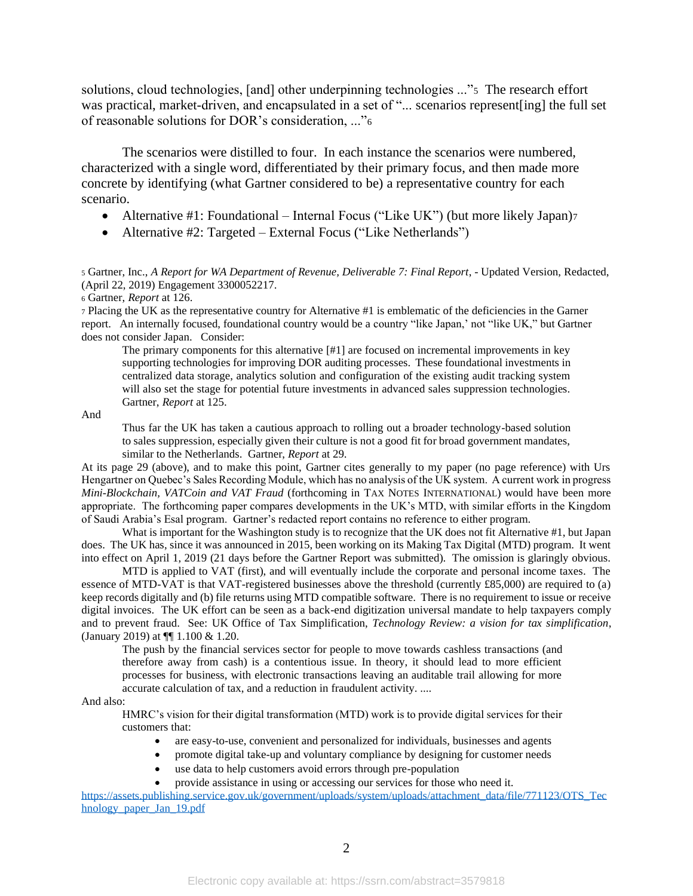solutions, cloud technologies, [and] other underpinning technologies ..."[5] The research effort was practical, market-driven, and encapsulated in a set of "... scenarios represent[ing] the full set of reasonable solutions for DOR's consideration, ..."[6]

The scenarios were distilled to four. In each instance the scenarios were numbered, characterized with a single word, differentiated by their primary focus, and then made more concrete by identifying (what Gartner considered to be) a representative country for each scenario.

- Alternative #1: Foundational – Internal Focus ("Like UK") (but more likely Japan)[7]
- Alternative #2: Targeted – External Focus ("Like Netherlands")

[5] Gartner, Inc., *A Report for WA Department of Revenue, Deliverable 7: Final Report*, - Updated Version, Redacted, (April 22, 2019) Engagement 3300052217.

[6] Gartner, *Report* at 126.

[7] Placing the UK as the representative country for Alternative #1 is emblematic of the deficiencies in the Garner report. An internally focused, foundational country would be a country "like Japan,' not "like UK," but Gartner does not consider Japan. Consider:

> The primary components for this alternative [#1] are focused on incremental improvements in key supporting technologies for improving DOR auditing processes. These foundational investments in centralized data storage, analytics solution and configuration of the existing audit tracking system will also set the stage for potential future investments in advanced sales suppression technologies. Gartner, *Report* at 125.

And

> Thus far the UK has taken a cautious approach to rolling out a broader technology-based solution to sales suppression, especially given their culture is not a good fit for broad government mandates, similar to the Netherlands. Gartner, *Report* at 29.

At its page 29 (above), and to make this point, Gartner cites generally to my paper (no page reference) with Urs Hengartner on Quebec's Sales Recording Module, which has no analysis of the UK system. A current work in progress *Mini-Blockchain, VATCoin and VAT Fraud* (forthcoming in TAX NOTES INTERNATIONAL) would have been more appropriate. The forthcoming paper compares developments in the UK's MTD, with similar efforts in the Kingdom of Saudi Arabia's Esal program. Gartner's redacted report contains no reference to either program.

What is important for the Washington study is to recognize that the UK does not fit Alternative #1, but Japan does. The UK has, since it was announced in 2015, been working on its Making Tax Digital (MTD) program. It went into effect on April 1, 2019 (21 days before the Gartner Report was submitted). The omission is glaringly obvious.

MTD is applied to VAT (first), and will eventually include the corporate and personal income taxes. The essence of MTD-VAT is that VAT-registered businesses above the threshold (currently £85,000) are required to (a) keep records digitally and (b) file returns using MTD compatible software. There is no requirement to issue or receive digital invoices. The UK effort can be seen as a back-end digitization universal mandate to help taxpayers comply and to prevent fraud. See: UK Office of Tax Simplification, *Technology Review: a vision for tax simplification*, (January 2019) at ¶¶ 1.100 & 1.20.

> The push by the financial services sector for people to move towards cashless transactions (and therefore away from cash) is a contentious issue. In theory, it should lead to more efficient processes for business, with electronic transactions leaving an auditable trail allowing for more accurate calculation of tax, and a reduction in fraudulent activity. ....

And also:

> HMRC's vision for their digital transformation (MTD) work is to provide digital services for their customers that:
>
> - are easy-to-use, convenient and personalized for individuals, businesses and agents
> - promote digital take-up and voluntary compliance by designing for customer needs
> - use data to help customers avoid errors through pre-population
> - provide assistance in using or accessing our services for those who need it.

https://assets.publishing.service.gov.uk/government/uploads/system/uploads/attachment_data/file/771123/OTS_Technology_paper_Jan_19.pdf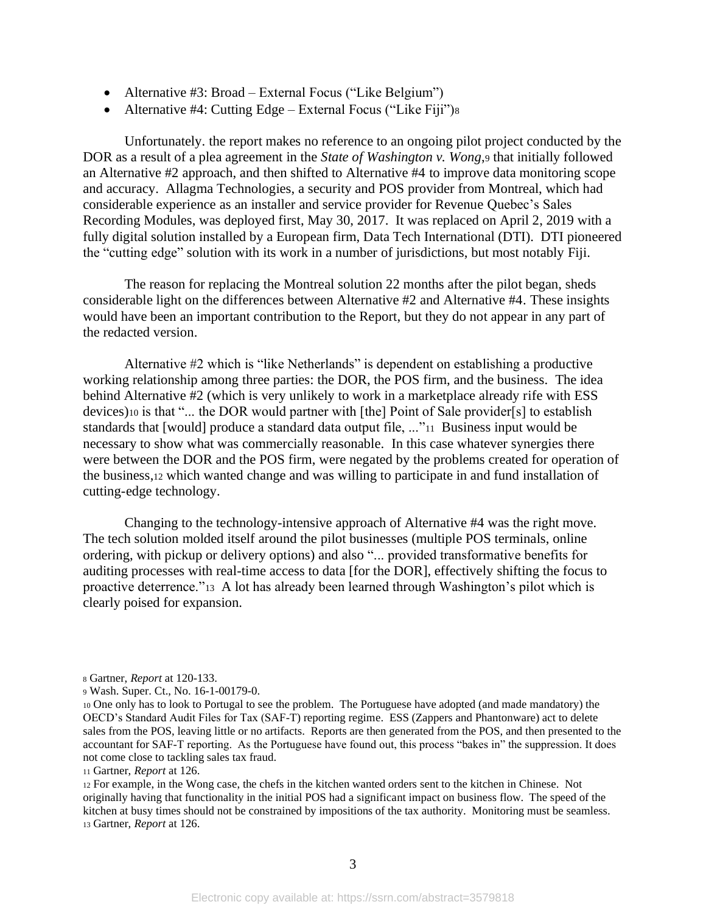- Alternative #3: Broad – External Focus ("Like Belgium")
- Alternative #4: Cutting Edge – External Focus ("Like Fiji")[8]

Unfortunately. the report makes no reference to an ongoing pilot project conducted by the DOR as a result of a plea agreement in the *State of Washington v. Wong*,[9] that initially followed an Alternative #2 approach, and then shifted to Alternative #4 to improve data monitoring scope and accuracy. Allagma Technologies, a security and POS provider from Montreal, which had considerable experience as an installer and service provider for Revenue Quebec's Sales Recording Modules, was deployed first, May 30, 2017. It was replaced on April 2, 2019 with a fully digital solution installed by a European firm, Data Tech International (DTI). DTI pioneered the "cutting edge" solution with its work in a number of jurisdictions, but most notably Fiji.

The reason for replacing the Montreal solution 22 months after the pilot began, sheds considerable light on the differences between Alternative #2 and Alternative #4. These insights would have been an important contribution to the Report, but they do not appear in any part of the redacted version.

Alternative #2 which is "like Netherlands" is dependent on establishing a productive working relationship among three parties: the DOR, the POS firm, and the business. The idea behind Alternative #2 (which is very unlikely to work in a marketplace already rife with ESS devices)[10] is that "... the DOR would partner with [the] Point of Sale provider[s] to establish standards that [would] produce a standard data output file, ..."[11] Business input would be necessary to show what was commercially reasonable. In this case whatever synergies there were between the DOR and the POS firm, were negated by the problems created for operation of the business,[12] which wanted change and was willing to participate in and fund installation of cutting-edge technology.

Changing to the technology-intensive approach of Alternative #4 was the right move. The tech solution molded itself around the pilot businesses (multiple POS terminals, online ordering, with pickup or delivery options) and also "... provided transformative benefits for auditing processes with real-time access to data [for the DOR], effectively shifting the focus to proactive deterrence."[13] A lot has already been learned through Washington's pilot which is clearly poised for expansion.

---

[8] Gartner, *Report* at 120-133.

[9] Wash. Super. Ct., No. 16-1-00179-0.

[10] One only has to look to Portugal to see the problem. The Portuguese have adopted (and made mandatory) the OECD's Standard Audit Files for Tax (SAF-T) reporting regime. ESS (Zappers and Phantonware) act to delete sales from the POS, leaving little or no artifacts. Reports are then generated from the POS, and then presented to the accountant for SAF-T reporting. As the Portuguese have found out, this process "bakes in" the suppression. It does not come close to tackling sales tax fraud.

[11] Gartner, *Report* at 126.

[12] For example, in the Wong case, the chefs in the kitchen wanted orders sent to the kitchen in Chinese. Not originally having that functionality in the initial POS had a significant impact on business flow. The speed of the kitchen at busy times should not be constrained by impositions of the tax authority. Monitoring must be seamless.

[13] Gartner, *Report* at 126.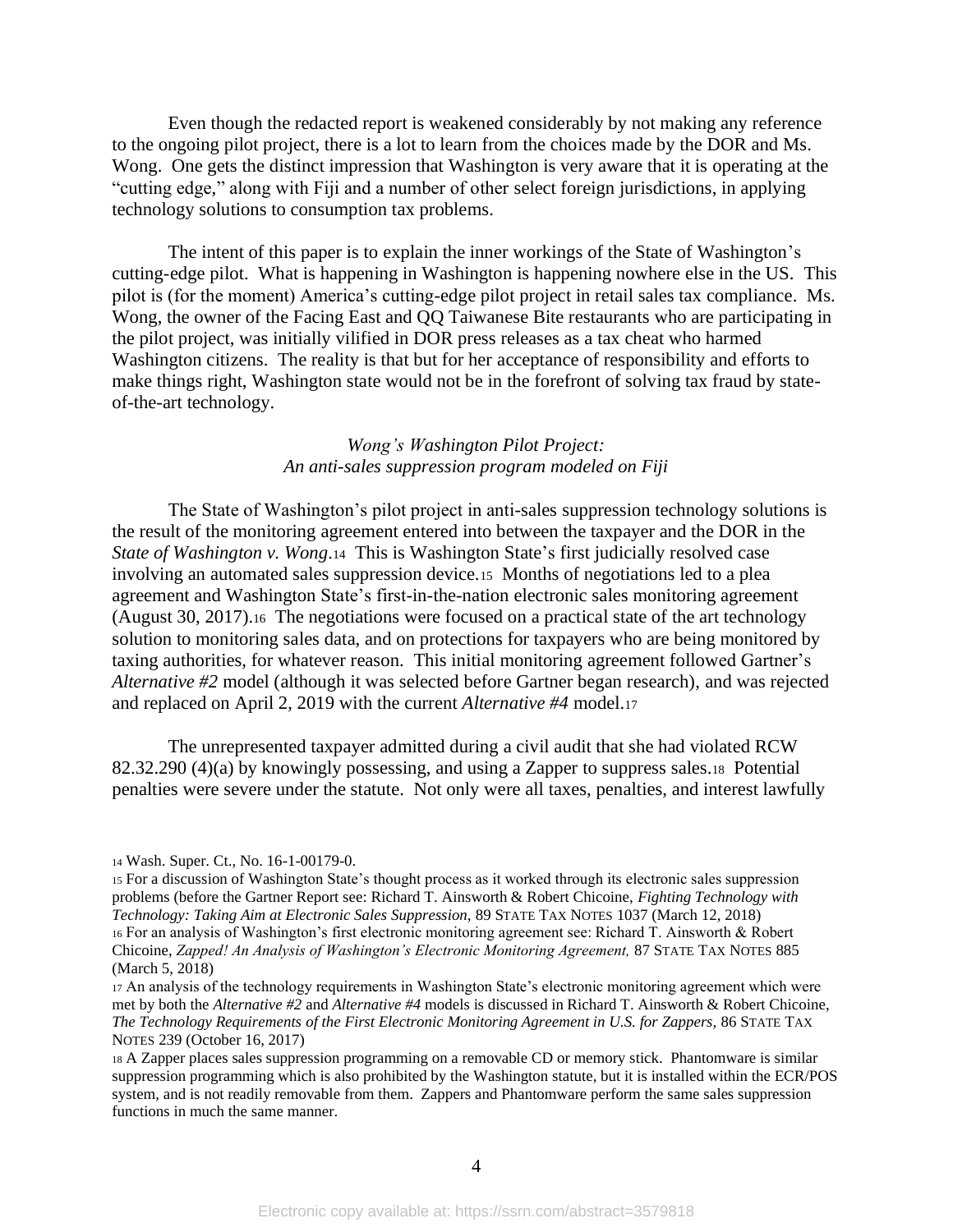Even though the redacted report is weakened considerably by not making any reference to the ongoing pilot project, there is a lot to learn from the choices made by the DOR and Ms. Wong. One gets the distinct impression that Washington is very aware that it is operating at the "cutting edge," along with Fiji and a number of other select foreign jurisdictions, in applying technology solutions to consumption tax problems.

The intent of this paper is to explain the inner workings of the State of Washington's cutting-edge pilot. What is happening in Washington is happening nowhere else in the US. This pilot is (for the moment) America's cutting-edge pilot project in retail sales tax compliance. Ms. Wong, the owner of the Facing East and QQ Taiwanese Bite restaurants who are participating in the pilot project, was initially vilified in DOR press releases as a tax cheat who harmed Washington citizens. The reality is that but for her acceptance of responsibility and efforts to make things right, Washington state would not be in the forefront of solving tax fraud by state-of-the-art technology.

*Wong's Washington Pilot Project:*
*An anti-sales suppression program modeled on Fiji*

The State of Washington's pilot project in anti-sales suppression technology solutions is the result of the monitoring agreement entered into between the taxpayer and the DOR in the *State of Washington v. Wong*.[14] This is Washington State's first judicially resolved case involving an automated sales suppression device.[15] Months of negotiations led to a plea agreement and Washington State's first-in-the-nation electronic sales monitoring agreement (August 30, 2017).[16] The negotiations were focused on a practical state of the art technology solution to monitoring sales data, and on protections for taxpayers who are being monitored by taxing authorities, for whatever reason. This initial monitoring agreement followed Gartner's *Alternative #2* model (although it was selected before Gartner began research), and was rejected and replaced on April 2, 2019 with the current *Alternative #4* model.[17]

The unrepresented taxpayer admitted during a civil audit that she had violated RCW 82.32.290 (4)(a) by knowingly possessing, and using a Zapper to suppress sales.[18] Potential penalties were severe under the statute. Not only were all taxes, penalties, and interest lawfully

---

[14] Wash. Super. Ct., No. 16-1-00179-0.

[15] For a discussion of Washington State's thought process as it worked through its electronic sales suppression problems (before the Gartner Report see: Richard T. Ainsworth & Robert Chicoine, *Fighting Technology with Technology: Taking Aim at Electronic Sales Suppression,* 89 STATE TAX NOTES 1037 (March 12, 2018)

[16] For an analysis of Washington's first electronic monitoring agreement see: Richard T. Ainsworth & Robert Chicoine, *Zapped! An Analysis of Washington's Electronic Monitoring Agreement,* 87 STATE TAX NOTES 885 (March 5, 2018)

[17] An analysis of the technology requirements in Washington State's electronic monitoring agreement which were met by both the *Alternative #2* and *Alternative #4* models is discussed in Richard T. Ainsworth & Robert Chicoine, *The Technology Requirements of the First Electronic Monitoring Agreement in U.S. for Zappers,* 86 STATE TAX NOTES 239 (October 16, 2017)

[18] A Zapper places sales suppression programming on a removable CD or memory stick. Phantomware is similar suppression programming which is also prohibited by the Washington statute, but it is installed within the ECR/POS system, and is not readily removable from them. Zappers and Phantomware perform the same sales suppression functions in much the same manner.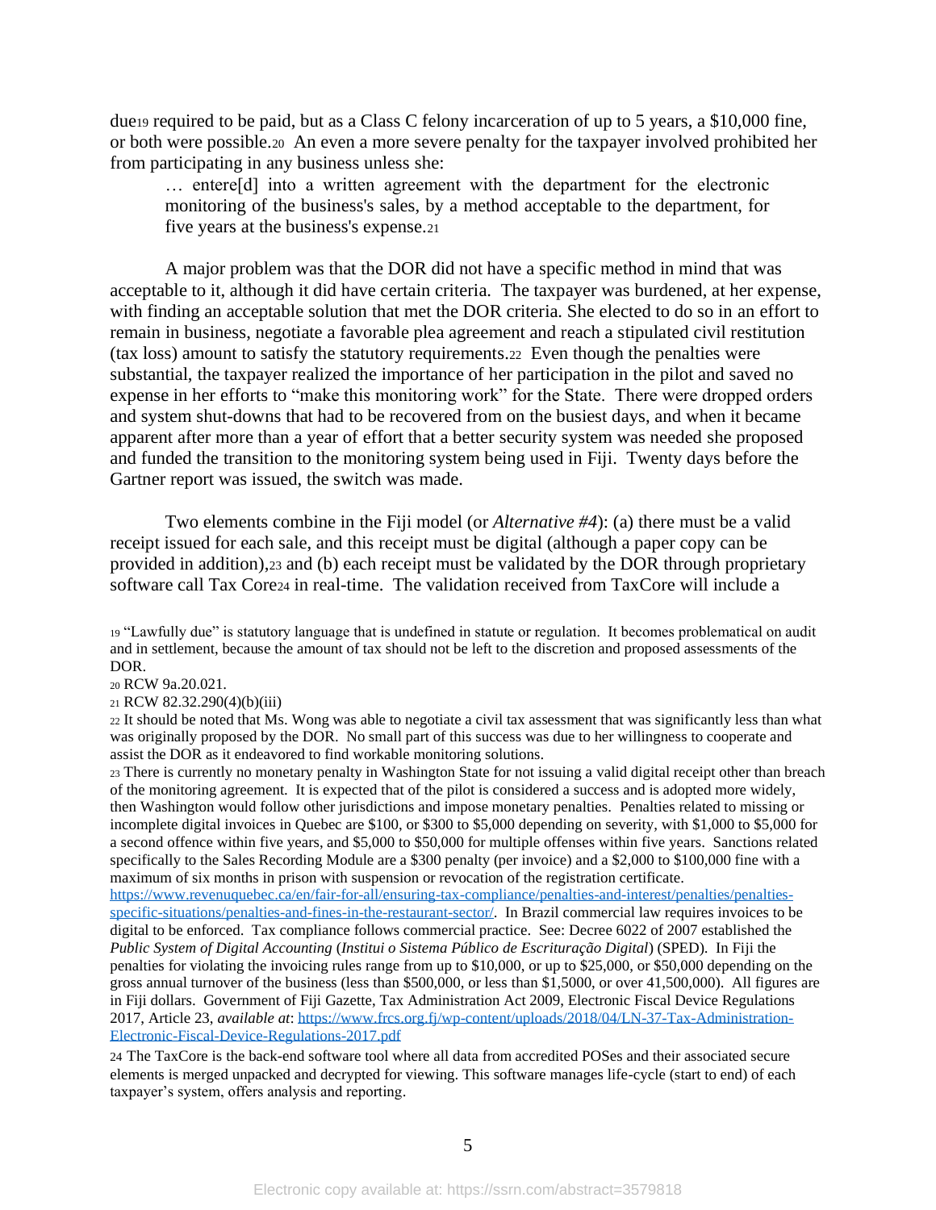due[19] required to be paid, but as a Class C felony incarceration of up to 5 years, a $10,000 fine, or both were possible.[20] An even a more severe penalty for the taxpayer involved prohibited her from participating in any business unless she:

> … entere[d] into a written agreement with the department for the electronic monitoring of the business's sales, by a method acceptable to the department, for five years at the business's expense.[21]

A major problem was that the DOR did not have a specific method in mind that was acceptable to it, although it did have certain criteria. The taxpayer was burdened, at her expense, with finding an acceptable solution that met the DOR criteria. She elected to do so in an effort to remain in business, negotiate a favorable plea agreement and reach a stipulated civil restitution (tax loss) amount to satisfy the statutory requirements.[22] Even though the penalties were substantial, the taxpayer realized the importance of her participation in the pilot and saved no expense in her efforts to "make this monitoring work" for the State. There were dropped orders and system shut-downs that had to be recovered from on the busiest days, and when it became apparent after more than a year of effort that a better security system was needed she proposed and funded the transition to the monitoring system being used in Fiji. Twenty days before the Gartner report was issued, the switch was made.

Two elements combine in the Fiji model (or *Alternative #4*): (a) there must be a valid receipt issued for each sale, and this receipt must be digital (although a paper copy can be provided in addition),[23] and (b) each receipt must be validated by the DOR through proprietary software call Tax Core[24] in real-time. The validation received from TaxCore will include a

---

[19] "Lawfully due" is statutory language that is undefined in statute or regulation. It becomes problematical on audit and in settlement, because the amount of tax should not be left to the discretion and proposed assessments of the DOR.

[20] RCW 9a.20.021.

[21] RCW 82.32.290(4)(b)(iii)

[22] It should be noted that Ms. Wong was able to negotiate a civil tax assessment that was significantly less than what was originally proposed by the DOR. No small part of this success was due to her willingness to cooperate and assist the DOR as it endeavored to find workable monitoring solutions.

[23] There is currently no monetary penalty in Washington State for not issuing a valid digital receipt other than breach of the monitoring agreement. It is expected that of the pilot is considered a success and is adopted more widely, then Washington would follow other jurisdictions and impose monetary penalties. Penalties related to missing or incomplete digital invoices in Quebec are $100, or $300 to $5,000 depending on severity, with $1,000 to $5,000 for a second offence within five years, and $5,000 to $50,000 for multiple offenses within five years. Sanctions related specifically to the Sales Recording Module are a $300 penalty (per invoice) and a $2,000 to $100,000 fine with a maximum of six months in prison with suspension or revocation of the registration certificate. https://www.revenuquebec.ca/en/fair-for-all/ensuring-tax-compliance/penalties-and-interest/penalties/penalties-specific-situations/penalties-and-fines-in-the-restaurant-sector/. In Brazil commercial law requires invoices to be digital to be enforced. Tax compliance follows commercial practice. See: Decree 6022 of 2007 established the *Public System of Digital Accounting* (*Institui o Sistema Público de Escrituração Digital*) (SPED). In Fiji the penalties for violating the invoicing rules range from up to $10,000, or up to $25,000, or $50,000 depending on the gross annual turnover of the business (less than $500,000, or less than $1,5000, or over 41,500,000). All figures are in Fiji dollars. Government of Fiji Gazette, Tax Administration Act 2009, Electronic Fiscal Device Regulations 2017, Article 23, *available at*: https://www.frcs.org.fj/wp-content/uploads/2018/04/LN-37-Tax-Administration-Electronic-Fiscal-Device-Regulations-2017.pdf

[24] The TaxCore is the back-end software tool where all data from accredited POSes and their associated secure elements is merged unpacked and decrypted for viewing. This software manages life-cycle (start to end) of each taxpayer's system, offers analysis and reporting.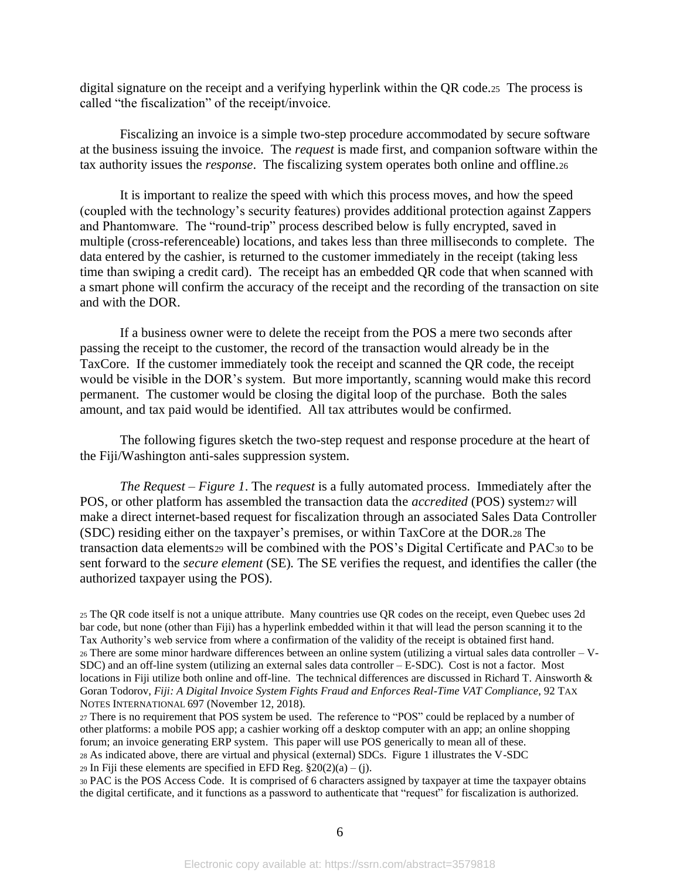digital signature on the receipt and a verifying hyperlink within the QR code.[25] The process is called "the fiscalization" of the receipt/invoice.

Fiscalizing an invoice is a simple two-step procedure accommodated by secure software at the business issuing the invoice. The *request* is made first, and companion software within the tax authority issues the *response*. The fiscalizing system operates both online and offline.[26]

It is important to realize the speed with which this process moves, and how the speed (coupled with the technology's security features) provides additional protection against Zappers and Phantomware. The "round-trip" process described below is fully encrypted, saved in multiple (cross-referenceable) locations, and takes less than three milliseconds to complete. The data entered by the cashier, is returned to the customer immediately in the receipt (taking less time than swiping a credit card). The receipt has an embedded QR code that when scanned with a smart phone will confirm the accuracy of the receipt and the recording of the transaction on site and with the DOR.

If a business owner were to delete the receipt from the POS a mere two seconds after passing the receipt to the customer, the record of the transaction would already be in the TaxCore. If the customer immediately took the receipt and scanned the QR code, the receipt would be visible in the DOR's system. But more importantly, scanning would make this record permanent. The customer would be closing the digital loop of the purchase. Both the sales amount, and tax paid would be identified. All tax attributes would be confirmed.

The following figures sketch the two-step request and response procedure at the heart of the Fiji/Washington anti-sales suppression system.

*The Request – Figure 1*. The *request* is a fully automated process. Immediately after the POS, or other platform has assembled the transaction data the *accredited* (POS) system[27] will make a direct internet-based request for fiscalization through an associated Sales Data Controller (SDC) residing either on the taxpayer's premises, or within TaxCore at the DOR.[28] The transaction data elements[29] will be combined with the POS's Digital Certificate and PAC[30] to be sent forward to the *secure element* (SE). The SE verifies the request, and identifies the caller (the authorized taxpayer using the POS).

---

[25] The QR code itself is not a unique attribute. Many countries use QR codes on the receipt, even Quebec uses 2d bar code, but none (other than Fiji) has a hyperlink embedded within it that will lead the person scanning it to the Tax Authority's web service from where a confirmation of the validity of the receipt is obtained first hand.

[26] There are some minor hardware differences between an online system (utilizing a virtual sales data controller – V-SDC) and an off-line system (utilizing an external sales data controller – E-SDC). Cost is not a factor. Most locations in Fiji utilize both online and off-line. The technical differences are discussed in Richard T. Ainsworth & Goran Todorov, *Fiji: A Digital Invoice System Fights Fraud and Enforces Real-Time VAT Compliance*, 92 TAX NOTES INTERNATIONAL 697 (November 12, 2018).

[27] There is no requirement that POS system be used. The reference to "POS" could be replaced by a number of other platforms: a mobile POS app; a cashier working off a desktop computer with an app; an online shopping forum; an invoice generating ERP system. This paper will use POS generically to mean all of these.

[28] As indicated above, there are virtual and physical (external) SDCs. Figure 1 illustrates the V-SDC

[29] In Fiji these elements are specified in EFD Reg. §20(2)(a) – (j).

[30] PAC is the POS Access Code. It is comprised of 6 characters assigned by taxpayer at time the taxpayer obtains the digital certificate, and it functions as a password to authenticate that "request" for fiscalization is authorized.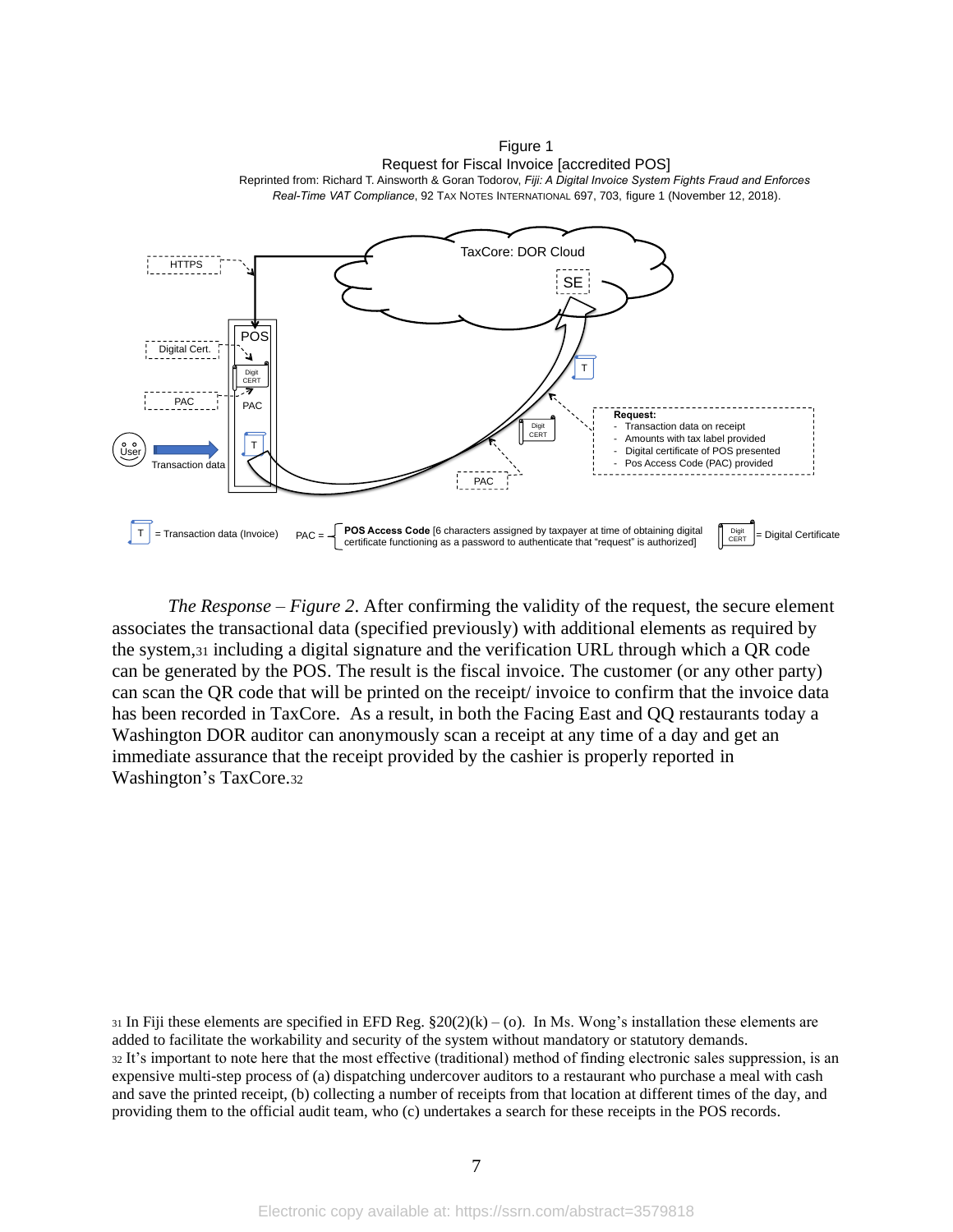Figure 1
Request for Fiscal Invoice [accredited POS]
Reprinted from: Richard T. Ainsworth & Goran Todorov, *Fiji: A Digital Invoice System Fights Fraud and Enforces Real-Time VAT Compliance*, 92 TAX NOTES INTERNATIONAL 697, 703, figure 1 (November 12, 2018).

TaxCore: DOR Cloud

SE

HTTPS

POS

Digital Cert.

PAC

User

Transaction data

T

PAC

**Request:**
- Transaction data on receipt
- Amounts with tax label provided
- Digital certificate of POS presented
- Pos Access Code (PAC) provided

T = Transaction data (Invoice)

PAC = **POS Access Code** [6 characters assigned by taxpayer at time of obtaining digital certificate functioning as a password to authenticate that "request" is authorized]

Digit CERT = Digital Certificate

*The Response – Figure 2*. After confirming the validity of the request, the secure element associates the transactional data (specified previously) with additional elements as required by the system,[31] including a digital signature and the verification URL through which a QR code can be generated by the POS. The result is the fiscal invoice. The customer (or any other party) can scan the QR code that will be printed on the receipt/ invoice to confirm that the invoice data has been recorded in TaxCore. As a result, in both the Facing East and QQ restaurants today a Washington DOR auditor can anonymously scan a receipt at any time of a day and get an immediate assurance that the receipt provided by the cashier is properly reported in Washington's TaxCore.[32]

[31] In Fiji these elements are specified in EFD Reg. §20(2)(k) – (o). In Ms. Wong's installation these elements are added to facilitate the workability and security of the system without mandatory or statutory demands.

[32] It's important to note here that the most effective (traditional) method of finding electronic sales suppression, is an expensive multi-step process of (a) dispatching undercover auditors to a restaurant who purchase a meal with cash and save the printed receipt, (b) collecting a number of receipts from that location at different times of the day, and providing them to the official audit team, who (c) undertakes a search for these receipts in the POS records.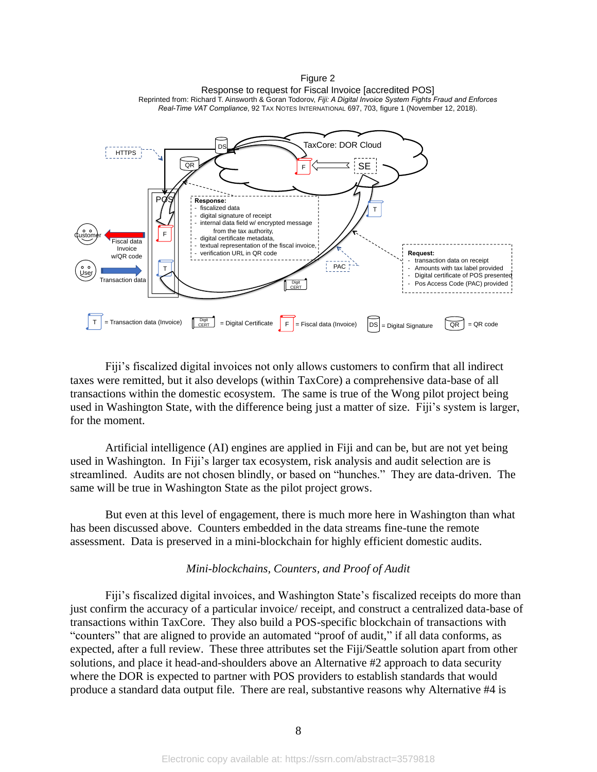Figure 2

Response to request for Fiscal Invoice [accredited POS]

Reprinted from: Richard T. Ainsworth & Goran Todorov, *Fiji: A Digital Invoice System Fights Fraud and Enforces Real-Time VAT Compliance*, 92 TAX NOTES INTERNATIONAL 697, 703, figure 1 (November 12, 2018).

Fiji's fiscalized digital invoices not only allows customers to confirm that all indirect taxes were remitted, but it also develops (within TaxCore) a comprehensive data-base of all transactions within the domestic ecosystem. The same is true of the Wong pilot project being used in Washington State, with the difference being just a matter of size. Fiji's system is larger, for the moment.

Artificial intelligence (AI) engines are applied in Fiji and can be, but are not yet being used in Washington. In Fiji's larger tax ecosystem, risk analysis and audit selection are is streamlined. Audits are not chosen blindly, or based on "hunches." They are data-driven. The same will be true in Washington State as the pilot project grows.

But even at this level of engagement, there is much more here in Washington than what has been discussed above. Counters embedded in the data streams fine-tune the remote assessment. Data is preserved in a mini-blockchain for highly efficient domestic audits.

*Mini-blockchains, Counters, and Proof of Audit*

Fiji's fiscalized digital invoices, and Washington State's fiscalized receipts do more than just confirm the accuracy of a particular invoice/ receipt, and construct a centralized data-base of transactions within TaxCore. They also build a POS-specific blockchain of transactions with "counters" that are aligned to provide an automated "proof of audit," if all data conforms, as expected, after a full review. These three attributes set the Fiji/Seattle solution apart from other solutions, and place it head-and-shoulders above an Alternative #2 approach to data security where the DOR is expected to partner with POS providers to establish standards that would produce a standard data output file. There are real, substantive reasons why Alternative #4 is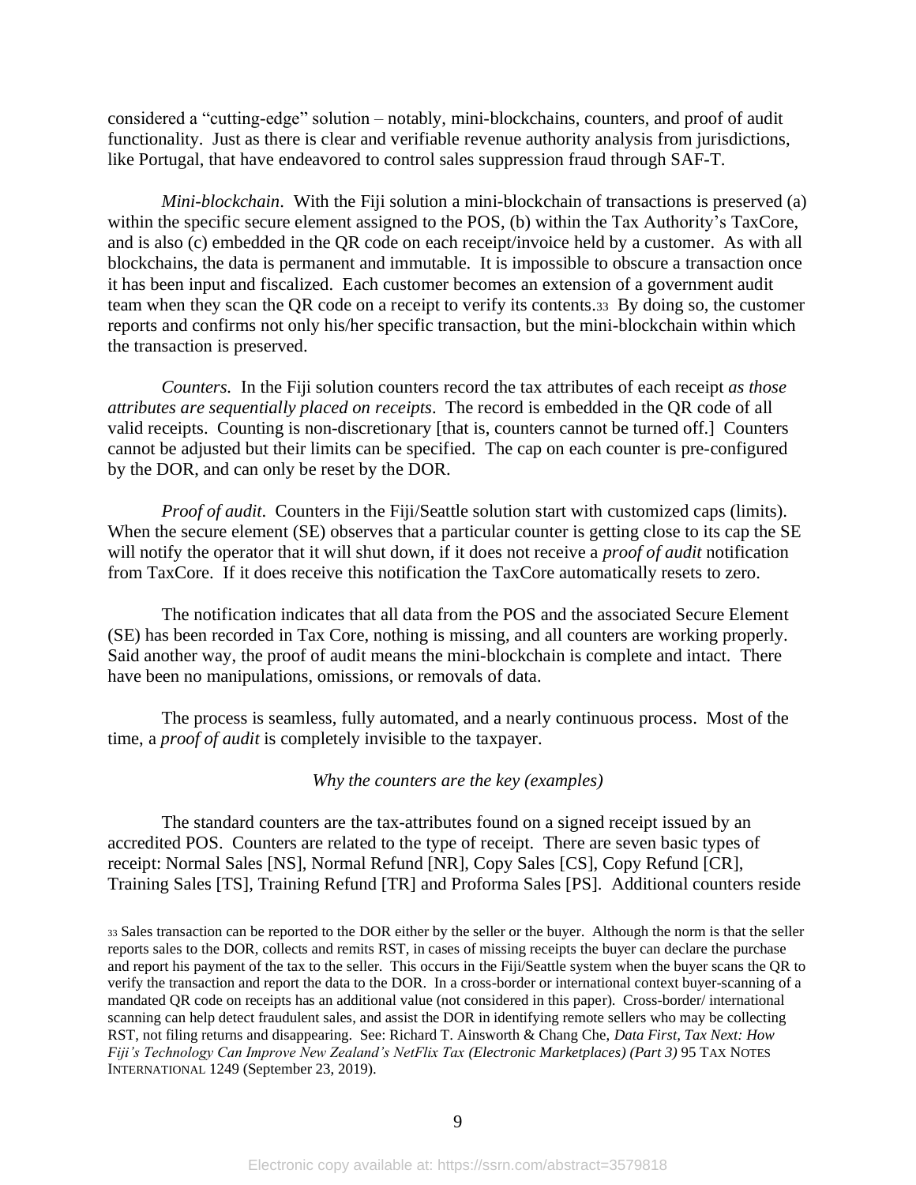considered a "cutting-edge" solution – notably, mini-blockchains, counters, and proof of audit functionality. Just as there is clear and verifiable revenue authority analysis from jurisdictions, like Portugal, that have endeavored to control sales suppression fraud through SAF-T.

*Mini-blockchain*. With the Fiji solution a mini-blockchain of transactions is preserved (a) within the specific secure element assigned to the POS, (b) within the Tax Authority's TaxCore, and is also (c) embedded in the QR code on each receipt/invoice held by a customer. As with all blockchains, the data is permanent and immutable. It is impossible to obscure a transaction once it has been input and fiscalized. Each customer becomes an extension of a government audit team when they scan the QR code on a receipt to verify its contents.[33] By doing so, the customer reports and confirms not only his/her specific transaction, but the mini-blockchain within which the transaction is preserved.

*Counters.* In the Fiji solution counters record the tax attributes of each receipt *as those attributes are sequentially placed on receipts*. The record is embedded in the QR code of all valid receipts. Counting is non-discretionary [that is, counters cannot be turned off.] Counters cannot be adjusted but their limits can be specified. The cap on each counter is pre-configured by the DOR, and can only be reset by the DOR.

*Proof of audit*. Counters in the Fiji/Seattle solution start with customized caps (limits). When the secure element (SE) observes that a particular counter is getting close to its cap the SE will notify the operator that it will shut down, if it does not receive a *proof of audit* notification from TaxCore. If it does receive this notification the TaxCore automatically resets to zero.

The notification indicates that all data from the POS and the associated Secure Element (SE) has been recorded in Tax Core, nothing is missing, and all counters are working properly. Said another way, the proof of audit means the mini-blockchain is complete and intact. There have been no manipulations, omissions, or removals of data.

The process is seamless, fully automated, and a nearly continuous process. Most of the time, a *proof of audit* is completely invisible to the taxpayer.

*Why the counters are the key (examples)*

The standard counters are the tax-attributes found on a signed receipt issued by an accredited POS. Counters are related to the type of receipt. There are seven basic types of receipt: Normal Sales [NS], Normal Refund [NR], Copy Sales [CS], Copy Refund [CR], Training Sales [TS], Training Refund [TR] and Proforma Sales [PS]. Additional counters reside

[33] Sales transaction can be reported to the DOR either by the seller or the buyer. Although the norm is that the seller reports sales to the DOR, collects and remits RST, in cases of missing receipts the buyer can declare the purchase and report his payment of the tax to the seller. This occurs in the Fiji/Seattle system when the buyer scans the QR to verify the transaction and report the data to the DOR. In a cross-border or international context buyer-scanning of a mandated QR code on receipts has an additional value (not considered in this paper). Cross-border/ international scanning can help detect fraudulent sales, and assist the DOR in identifying remote sellers who may be collecting RST, not filing returns and disappearing. See: Richard T. Ainsworth & Chang Che, *Data First, Tax Next: How Fiji's Technology Can Improve New Zealand's NetFlix Tax (Electronic Marketplaces) (Part 3)* 95 TAX NOTES INTERNATIONAL 1249 (September 23, 2019).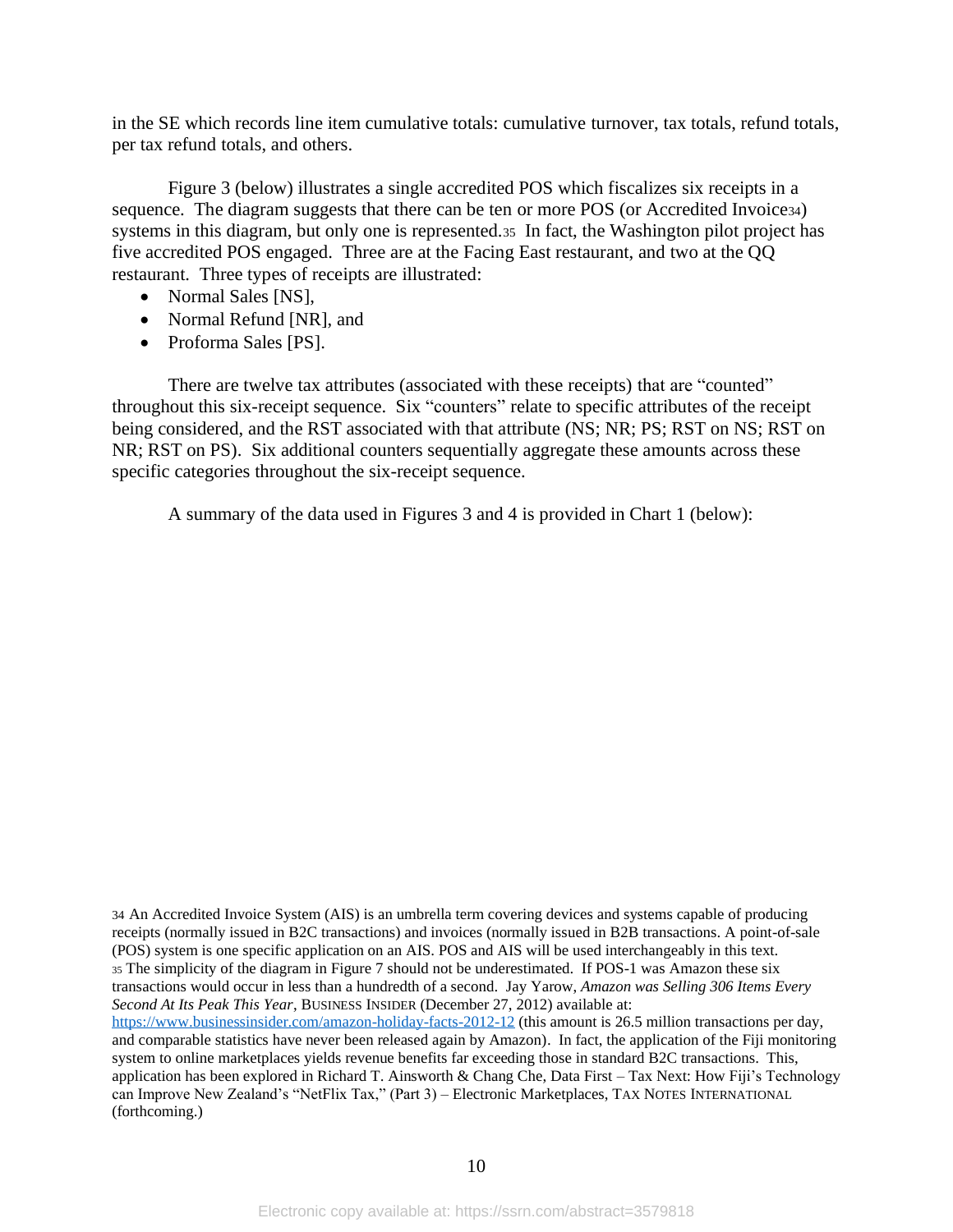in the SE which records line item cumulative totals: cumulative turnover, tax totals, refund totals, per tax refund totals, and others.

Figure 3 (below) illustrates a single accredited POS which fiscalizes six receipts in a sequence. The diagram suggests that there can be ten or more POS (or Accredited Invoice[34]) systems in this diagram, but only one is represented.[35] In fact, the Washington pilot project has five accredited POS engaged. Three are at the Facing East restaurant, and two at the QQ restaurant. Three types of receipts are illustrated:

- Normal Sales [NS],
- Normal Refund [NR], and
- Proforma Sales [PS].

There are twelve tax attributes (associated with these receipts) that are "counted" throughout this six-receipt sequence. Six "counters" relate to specific attributes of the receipt being considered, and the RST associated with that attribute (NS; NR; PS; RST on NS; RST on NR; RST on PS). Six additional counters sequentially aggregate these amounts across these specific categories throughout the six-receipt sequence.

A summary of the data used in Figures 3 and 4 is provided in Chart 1 (below):

[34] An Accredited Invoice System (AIS) is an umbrella term covering devices and systems capable of producing receipts (normally issued in B2C transactions) and invoices (normally issued in B2B transactions. A point-of-sale (POS) system is one specific application on an AIS. POS and AIS will be used interchangeably in this text.

[35] The simplicity of the diagram in Figure 7 should not be underestimated. If POS-1 was Amazon these six transactions would occur in less than a hundredth of a second. Jay Yarow, *Amazon was Selling 306 Items Every Second At Its Peak This Year*, BUSINESS INSIDER (December 27, 2012) available at: https://www.businessinsider.com/amazon-holiday-facts-2012-12 (this amount is 26.5 million transactions per day, and comparable statistics have never been released again by Amazon). In fact, the application of the Fiji monitoring system to online marketplaces yields revenue benefits far exceeding those in standard B2C transactions. This, application has been explored in Richard T. Ainsworth & Chang Che, Data First – Tax Next: How Fiji's Technology can Improve New Zealand's "NetFlix Tax," (Part 3) – Electronic Marketplaces, TAX NOTES INTERNATIONAL (forthcoming.)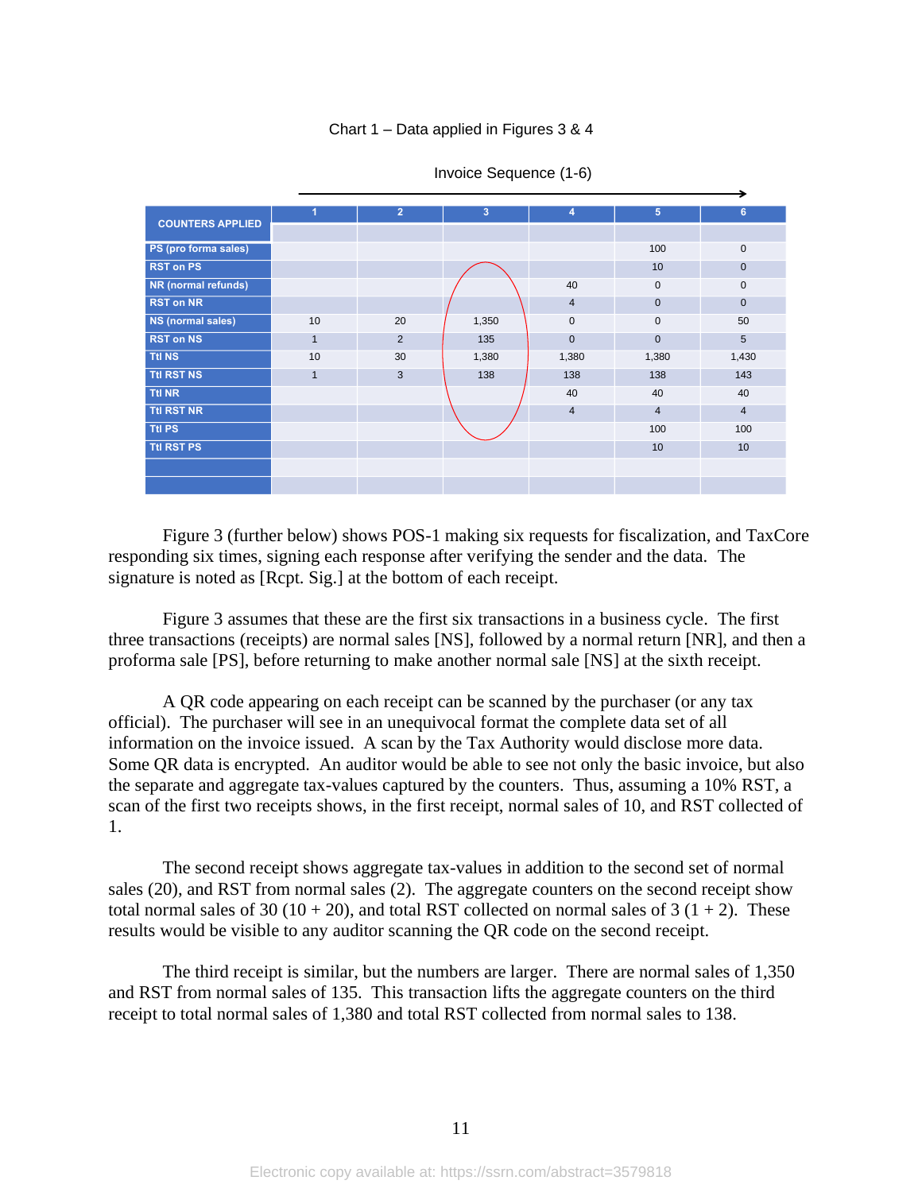Chart 1 – Data applied in Figures 3 & 4

Invoice Sequence (1-6)

| COUNTERS APPLIED | 1 | 2 | 3 | 4 | 5 | 6 |
|---|---|---|---|---|---|---|
| PS (pro forma sales) | | | | | 100 | 0 |
| RST on PS | | | | | 10 | 0 |
| NR (normal refunds) | | | | 40 | 0 | 0 |
| RST on NR | | | | 4 | 0 | 0 |
| NS (normal sales) | 10 | 20 | 1,350 | 0 | 0 | 50 |
| RST on NS | 1 | 2 | 135 | 0 | 0 | 5 |
| Ttl NS | 10 | 30 | 1,380 | 1,380 | 1,380 | 1,430 |
| Ttl RST NS | 1 | 3 | 138 | 138 | 138 | 143 |
| Ttl NR | | | | 40 | 40 | 40 |
| Ttl RST NR | | | | 4 | 4 | 4 |
| Ttl PS | | | | | 100 | 100 |
| Ttl RST PS | | | | | 10 | 10 |

Figure 3 (further below) shows POS-1 making six requests for fiscalization, and TaxCore responding six times, signing each response after verifying the sender and the data. The signature is noted as [Rcpt. Sig.] at the bottom of each receipt.

Figure 3 assumes that these are the first six transactions in a business cycle. The first three transactions (receipts) are normal sales [NS], followed by a normal return [NR], and then a proforma sale [PS], before returning to make another normal sale [NS] at the sixth receipt.

A QR code appearing on each receipt can be scanned by the purchaser (or any tax official). The purchaser will see in an unequivocal format the complete data set of all information on the invoice issued. A scan by the Tax Authority would disclose more data. Some QR data is encrypted. An auditor would be able to see not only the basic invoice, but also the separate and aggregate tax-values captured by the counters. Thus, assuming a 10% RST, a scan of the first two receipts shows, in the first receipt, normal sales of 10, and RST collected of 1.

The second receipt shows aggregate tax-values in addition to the second set of normal sales (20), and RST from normal sales (2). The aggregate counters on the second receipt show total normal sales of 30 (10 + 20), and total RST collected on normal sales of 3 (1 + 2). These results would be visible to any auditor scanning the QR code on the second receipt.

The third receipt is similar, but the numbers are larger. There are normal sales of 1,350 and RST from normal sales of 135. This transaction lifts the aggregate counters on the third receipt to total normal sales of 1,380 and total RST collected from normal sales to 138.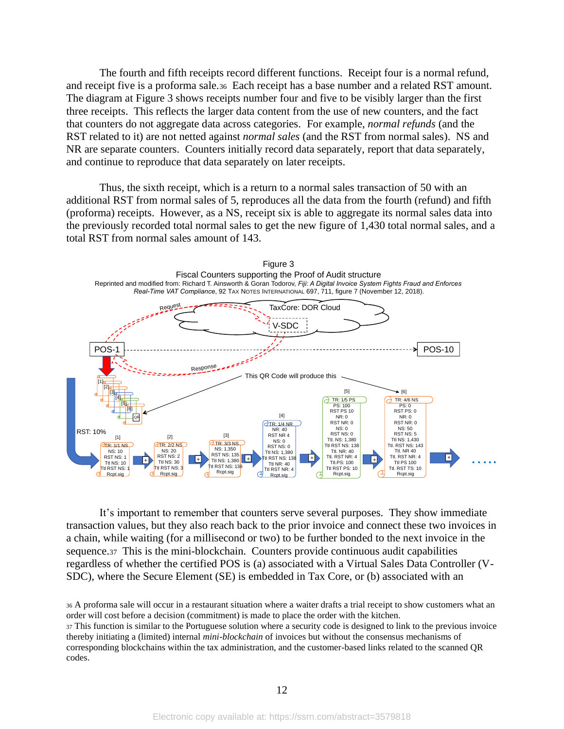The fourth and fifth receipts record different functions. Receipt four is a normal refund, and receipt five is a proforma sale.[36] Each receipt has a base number and a related RST amount. The diagram at Figure 3 shows receipts number four and five to be visibly larger than the first three receipts. This reflects the larger data content from the use of new counters, and the fact that counters do not aggregate data across categories. For example, *normal refunds* (and the RST related to it) are not netted against *normal sales* (and the RST from normal sales). NS and NR are separate counters. Counters initially record data separately, report that data separately, and continue to reproduce that data separately on later receipts.

Thus, the sixth receipt, which is a return to a normal sales transaction of 50 with an additional RST from normal sales of 5, reproduces all the data from the fourth (refund) and fifth (proforma) receipts. However, as a NS, receipt six is able to aggregate its normal sales data into the previously recorded total normal sales to get the new figure of 1,430 total normal sales, and a total RST from normal sales amount of 143.

Figure 3
Fiscal Counters supporting the Proof of Audit structure
Reprinted and modified from: Richard T. Ainsworth & Goran Todorov, *Fiji: A Digital Invoice System Fights Fraud and Enforces Real-Time VAT Compliance*, 92 TAX NOTES INTERNATIONAL 697, 711, figure 7 (November 12, 2018).

It's important to remember that counters serve several purposes. They show immediate transaction values, but they also reach back to the prior invoice and connect these two invoices in a chain, while waiting (for a millisecond or two) to be further bonded to the next invoice in the sequence.[37] This is the mini-blockchain. Counters provide continuous audit capabilities regardless of whether the certified POS is (a) associated with a Virtual Sales Data Controller (V-SDC), where the Secure Element (SE) is embedded in Tax Core, or (b) associated with an

[36] A proforma sale will occur in a restaurant situation where a waiter drafts a trial receipt to show customers what an order will cost before a decision (commitment) is made to place the order with the kitchen.

[37] This function is similar to the Portuguese solution where a security code is designed to link to the previous invoice thereby initiating a (limited) internal *mini-blockchain* of invoices but without the consensus mechanisms of corresponding blockchains within the tax administration, and the customer-based links related to the scanned QR codes.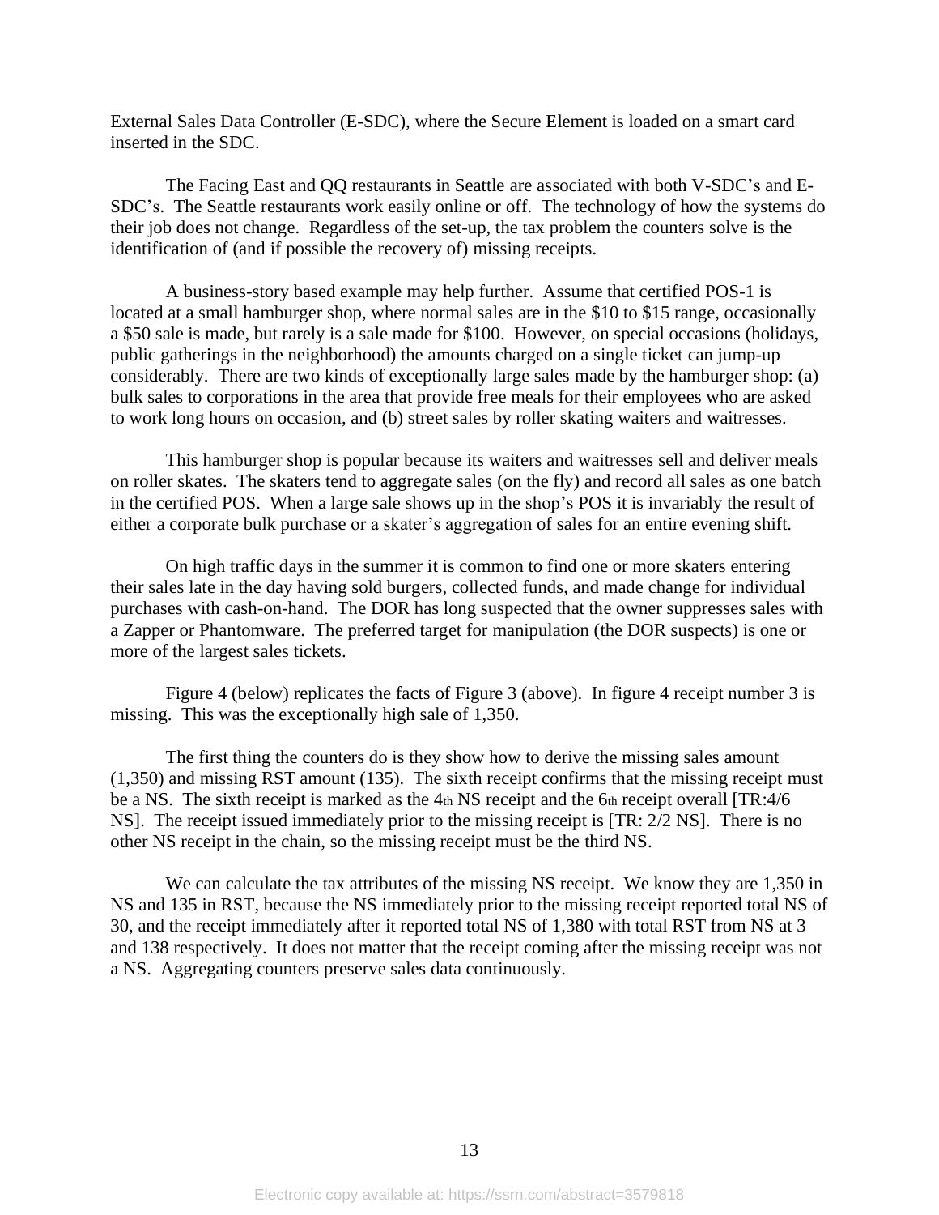External Sales Data Controller (E-SDC), where the Secure Element is loaded on a smart card inserted in the SDC.

The Facing East and QQ restaurants in Seattle are associated with both V-SDC's and E-SDC's. The Seattle restaurants work easily online or off. The technology of how the systems do their job does not change. Regardless of the set-up, the tax problem the counters solve is the identification of (and if possible the recovery of) missing receipts.

A business-story based example may help further. Assume that certified POS-1 is located at a small hamburger shop, where normal sales are in the $10 to $15 range, occasionally a $50 sale is made, but rarely is a sale made for $100. However, on special occasions (holidays, public gatherings in the neighborhood) the amounts charged on a single ticket can jump-up considerably. There are two kinds of exceptionally large sales made by the hamburger shop: (a) bulk sales to corporations in the area that provide free meals for their employees who are asked to work long hours on occasion, and (b) street sales by roller skating waiters and waitresses.

This hamburger shop is popular because its waiters and waitresses sell and deliver meals on roller skates. The skaters tend to aggregate sales (on the fly) and record all sales as one batch in the certified POS. When a large sale shows up in the shop's POS it is invariably the result of either a corporate bulk purchase or a skater's aggregation of sales for an entire evening shift.

On high traffic days in the summer it is common to find one or more skaters entering their sales late in the day having sold burgers, collected funds, and made change for individual purchases with cash-on-hand. The DOR has long suspected that the owner suppresses sales with a Zapper or Phantomware. The preferred target for manipulation (the DOR suspects) is one or more of the largest sales tickets.

Figure 4 (below) replicates the facts of Figure 3 (above). In figure 4 receipt number 3 is missing. This was the exceptionally high sale of 1,350.

The first thing the counters do is they show how to derive the missing sales amount (1,350) and missing RST amount (135). The sixth receipt confirms that the missing receipt must be a NS. The sixth receipt is marked as the 4th NS receipt and the 6th receipt overall [TR:4/6 NS]. The receipt issued immediately prior to the missing receipt is [TR: 2/2 NS]. There is no other NS receipt in the chain, so the missing receipt must be the third NS.

We can calculate the tax attributes of the missing NS receipt. We know they are 1,350 in NS and 135 in RST, because the NS immediately prior to the missing receipt reported total NS of 30, and the receipt immediately after it reported total NS of 1,380 with total RST from NS at 3 and 138 respectively. It does not matter that the receipt coming after the missing receipt was not a NS. Aggregating counters preserve sales data continuously.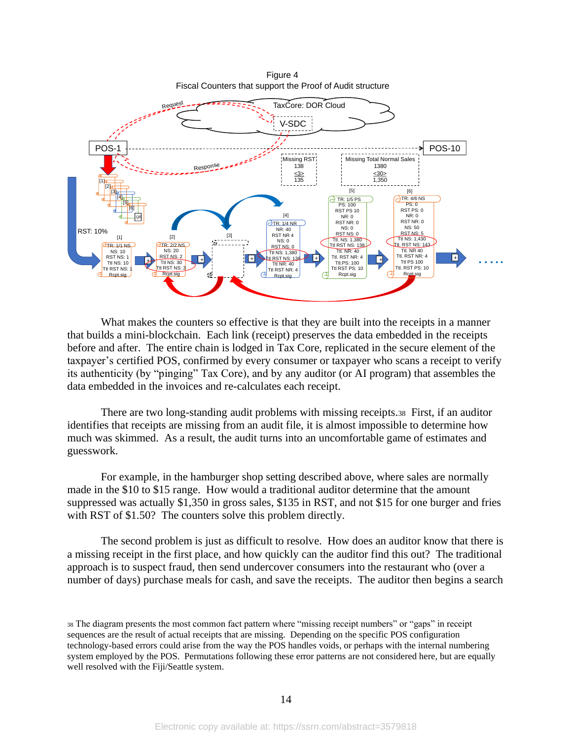Figure 4
Fiscal Counters that support the Proof of Audit structure

What makes the counters so effective is that they are built into the receipts in a manner that builds a mini-blockchain. Each link (receipt) preserves the data embedded in the receipts before and after. The entire chain is lodged in Tax Core, replicated in the secure element of the taxpayer's certified POS, confirmed by every consumer or taxpayer who scans a receipt to verify its authenticity (by "pinging" Tax Core), and by any auditor (or AI program) that assembles the data embedded in the invoices and re-calculates each receipt.

There are two long-standing audit problems with missing receipts.[38] First, if an auditor identifies that receipts are missing from an audit file, it is almost impossible to determine how much was skimmed. As a result, the audit turns into an uncomfortable game of estimates and guesswork.

For example, in the hamburger shop setting described above, where sales are normally made in the $10 to $15 range. How would a traditional auditor determine that the amount suppressed was actually $1,350 in gross sales, $135 in RST, and not $15 for one burger and fries with RST of $1.50? The counters solve this problem directly.

The second problem is just as difficult to resolve. How does an auditor know that there is a missing receipt in the first place, and how quickly can the auditor find this out? The traditional approach is to suspect fraud, then send undercover consumers into the restaurant who (over a number of days) purchase meals for cash, and save the receipts. The auditor then begins a search

[38] The diagram presents the most common fact pattern where "missing receipt numbers" or "gaps" in receipt sequences are the result of actual receipts that are missing. Depending on the specific POS configuration technology-based errors could arise from the way the POS handles voids, or perhaps with the internal numbering system employed by the POS. Permutations following these error patterns are not considered here, but are equally well resolved with the Fiji/Seattle system.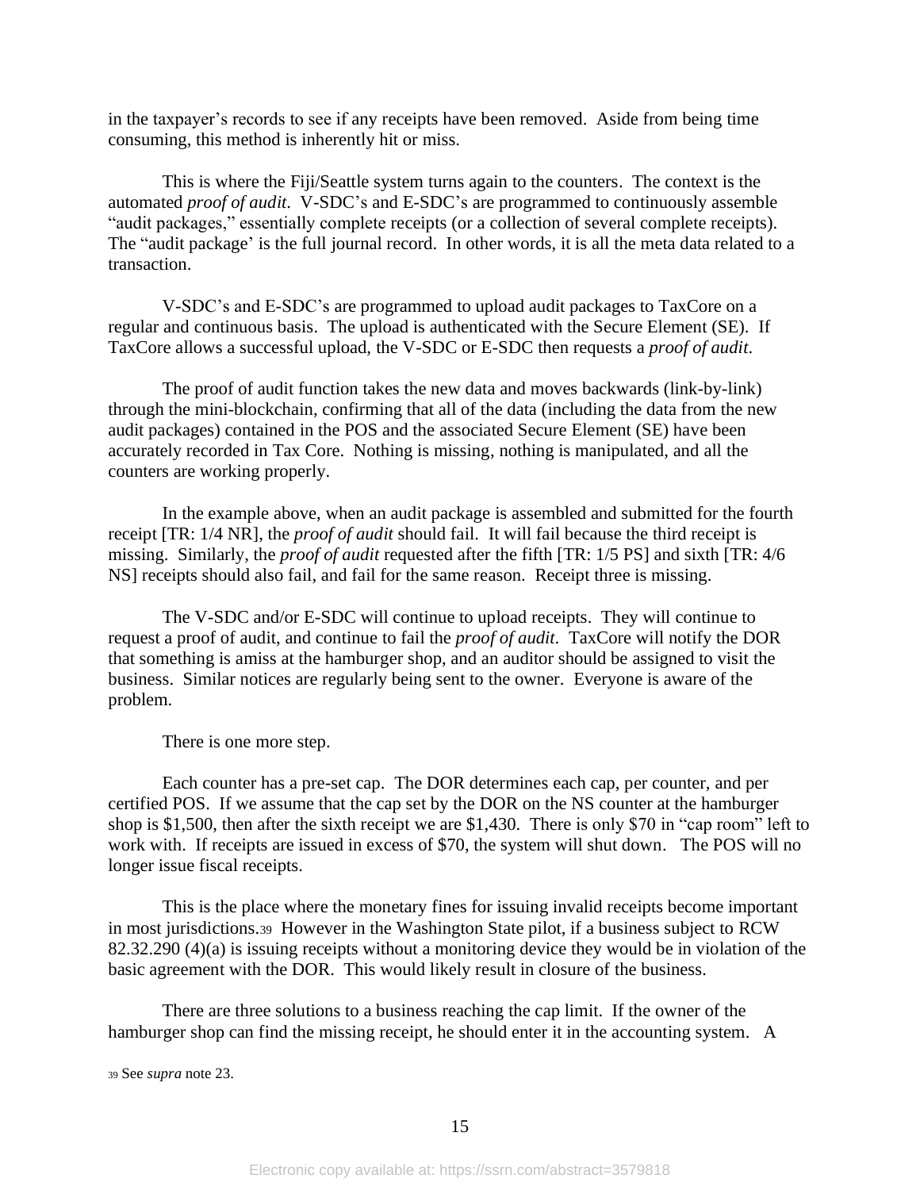in the taxpayer's records to see if any receipts have been removed. Aside from being time consuming, this method is inherently hit or miss.

This is where the Fiji/Seattle system turns again to the counters. The context is the automated *proof of audit*. V-SDC's and E-SDC's are programmed to continuously assemble "audit packages," essentially complete receipts (or a collection of several complete receipts). The "audit package' is the full journal record. In other words, it is all the meta data related to a transaction.

V-SDC's and E-SDC's are programmed to upload audit packages to TaxCore on a regular and continuous basis. The upload is authenticated with the Secure Element (SE). If TaxCore allows a successful upload, the V-SDC or E-SDC then requests a *proof of audit*.

The proof of audit function takes the new data and moves backwards (link-by-link) through the mini-blockchain, confirming that all of the data (including the data from the new audit packages) contained in the POS and the associated Secure Element (SE) have been accurately recorded in Tax Core. Nothing is missing, nothing is manipulated, and all the counters are working properly.

In the example above, when an audit package is assembled and submitted for the fourth receipt [TR: 1/4 NR], the *proof of audit* should fail. It will fail because the third receipt is missing. Similarly, the *proof of audit* requested after the fifth [TR: 1/5 PS] and sixth [TR: 4/6 NS] receipts should also fail, and fail for the same reason. Receipt three is missing.

The V-SDC and/or E-SDC will continue to upload receipts. They will continue to request a proof of audit, and continue to fail the *proof of audit*. TaxCore will notify the DOR that something is amiss at the hamburger shop, and an auditor should be assigned to visit the business. Similar notices are regularly being sent to the owner. Everyone is aware of the problem.

There is one more step.

Each counter has a pre-set cap. The DOR determines each cap, per counter, and per certified POS. If we assume that the cap set by the DOR on the NS counter at the hamburger shop is $1,500, then after the sixth receipt we are $1,430. There is only $70 in "cap room" left to work with. If receipts are issued in excess of $70, the system will shut down. The POS will no longer issue fiscal receipts.

This is the place where the monetary fines for issuing invalid receipts become important in most jurisdictions.[39] However in the Washington State pilot, if a business subject to RCW 82.32.290 (4)(a) is issuing receipts without a monitoring device they would be in violation of the basic agreement with the DOR. This would likely result in closure of the business.

There are three solutions to a business reaching the cap limit. If the owner of the hamburger shop can find the missing receipt, he should enter it in the accounting system. A

[39] See *supra* note 23.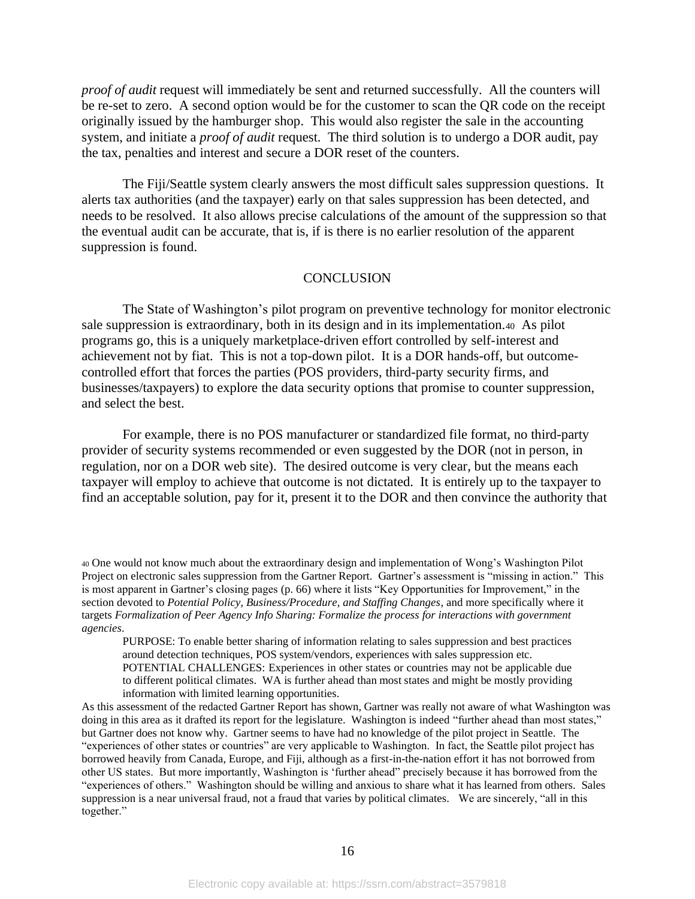*proof of audit* request will immediately be sent and returned successfully. All the counters will be re-set to zero. A second option would be for the customer to scan the QR code on the receipt originally issued by the hamburger shop. This would also register the sale in the accounting system, and initiate a *proof of audit* request. The third solution is to undergo a DOR audit, pay the tax, penalties and interest and secure a DOR reset of the counters.

The Fiji/Seattle system clearly answers the most difficult sales suppression questions. It alerts tax authorities (and the taxpayer) early on that sales suppression has been detected, and needs to be resolved. It also allows precise calculations of the amount of the suppression so that the eventual audit can be accurate, that is, if is there is no earlier resolution of the apparent suppression is found.

## CONCLUSION

The State of Washington's pilot program on preventive technology for monitor electronic sale suppression is extraordinary, both in its design and in its implementation.[40] As pilot programs go, this is a uniquely marketplace-driven effort controlled by self-interest and achievement not by fiat. This is not a top-down pilot. It is a DOR hands-off, but outcome-controlled effort that forces the parties (POS providers, third-party security firms, and businesses/taxpayers) to explore the data security options that promise to counter suppression, and select the best.

For example, there is no POS manufacturer or standardized file format, no third-party provider of security systems recommended or even suggested by the DOR (not in person, in regulation, nor on a DOR web site). The desired outcome is very clear, but the means each taxpayer will employ to achieve that outcome is not dictated. It is entirely up to the taxpayer to find an acceptable solution, pay for it, present it to the DOR and then convince the authority that

[40] One would not know much about the extraordinary design and implementation of Wong's Washington Pilot Project on electronic sales suppression from the Gartner Report. Gartner's assessment is "missing in action." This is most apparent in Gartner's closing pages (p. 66) where it lists "Key Opportunities for Improvement," in the section devoted to *Potential Policy, Business/Procedure, and Staffing Changes*, and more specifically where it targets *Formalization of Peer Agency Info Sharing: Formalize the process for interactions with government agencies*.

> PURPOSE: To enable better sharing of information relating to sales suppression and best practices around detection techniques, POS system/vendors, experiences with sales suppression etc.
> POTENTIAL CHALLENGES: Experiences in other states or countries may not be applicable due to different political climates. WA is further ahead than most states and might be mostly providing information with limited learning opportunities.

As this assessment of the redacted Gartner Report has shown, Gartner was really not aware of what Washington was doing in this area as it drafted its report for the legislature. Washington is indeed "further ahead than most states," but Gartner does not know why. Gartner seems to have had no knowledge of the pilot project in Seattle. The "experiences of other states or countries" are very applicable to Washington. In fact, the Seattle pilot project has borrowed heavily from Canada, Europe, and Fiji, although as a first-in-the-nation effort it has not borrowed from other US states. But more importantly, Washington is 'further ahead" precisely because it has borrowed from the "experiences of others." Washington should be willing and anxious to share what it has learned from others. Sales suppression is a near universal fraud, not a fraud that varies by political climates. We are sincerely, "all in this together."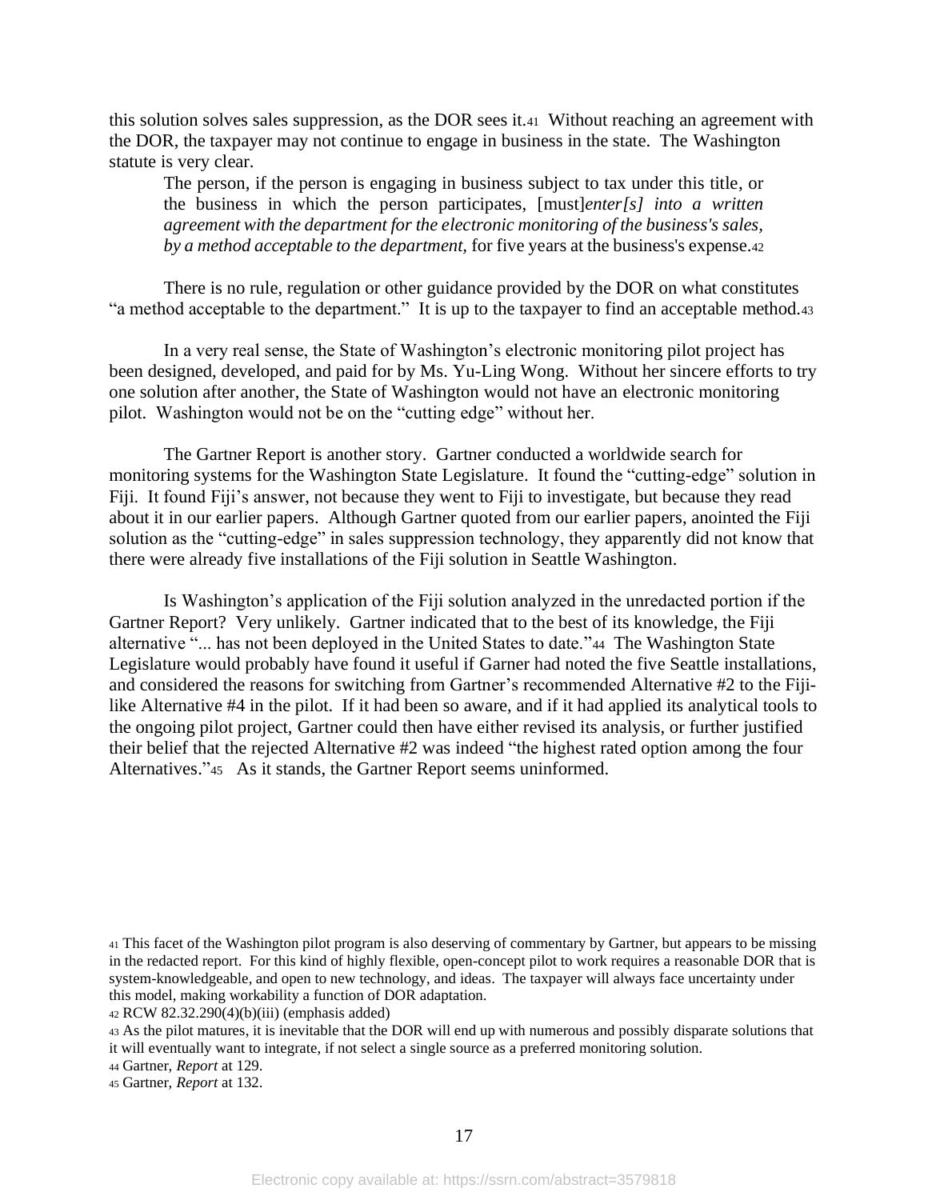this solution solves sales suppression, as the DOR sees it.[41] Without reaching an agreement with the DOR, the taxpayer may not continue to engage in business in the state. The Washington statute is very clear.

> The person, if the person is engaging in business subject to tax under this title, or the business in which the person participates, [must]*enter[s] into a written agreement with the department for the electronic monitoring of the business's sales, by a method acceptable to the department,* for five years at the business's expense.[42]

There is no rule, regulation or other guidance provided by the DOR on what constitutes "a method acceptable to the department." It is up to the taxpayer to find an acceptable method.[43]

In a very real sense, the State of Washington's electronic monitoring pilot project has been designed, developed, and paid for by Ms. Yu-Ling Wong. Without her sincere efforts to try one solution after another, the State of Washington would not have an electronic monitoring pilot. Washington would not be on the "cutting edge" without her.

The Gartner Report is another story. Gartner conducted a worldwide search for monitoring systems for the Washington State Legislature. It found the "cutting-edge" solution in Fiji. It found Fiji's answer, not because they went to Fiji to investigate, but because they read about it in our earlier papers. Although Gartner quoted from our earlier papers, anointed the Fiji solution as the "cutting-edge" in sales suppression technology, they apparently did not know that there were already five installations of the Fiji solution in Seattle Washington.

Is Washington's application of the Fiji solution analyzed in the unredacted portion if the Gartner Report? Very unlikely. Gartner indicated that to the best of its knowledge, the Fiji alternative "... has not been deployed in the United States to date."[44] The Washington State Legislature would probably have found it useful if Garner had noted the five Seattle installations, and considered the reasons for switching from Gartner's recommended Alternative #2 to the Fiji-like Alternative #4 in the pilot. If it had been so aware, and if it had applied its analytical tools to the ongoing pilot project, Gartner could then have either revised its analysis, or further justified their belief that the rejected Alternative #2 was indeed "the highest rated option among the four Alternatives."[45] As it stands, the Gartner Report seems uninformed.

---

[41] This facet of the Washington pilot program is also deserving of commentary by Gartner, but appears to be missing in the redacted report. For this kind of highly flexible, open-concept pilot to work requires a reasonable DOR that is system-knowledgeable, and open to new technology, and ideas. The taxpayer will always face uncertainty under this model, making workability a function of DOR adaptation.

[42] RCW 82.32.290(4)(b)(iii) (emphasis added)

[43] As the pilot matures, it is inevitable that the DOR will end up with numerous and possibly disparate solutions that it will eventually want to integrate, if not select a single source as a preferred monitoring solution.

[44] Gartner, *Report* at 129.

[45] Gartner, *Report* at 132.